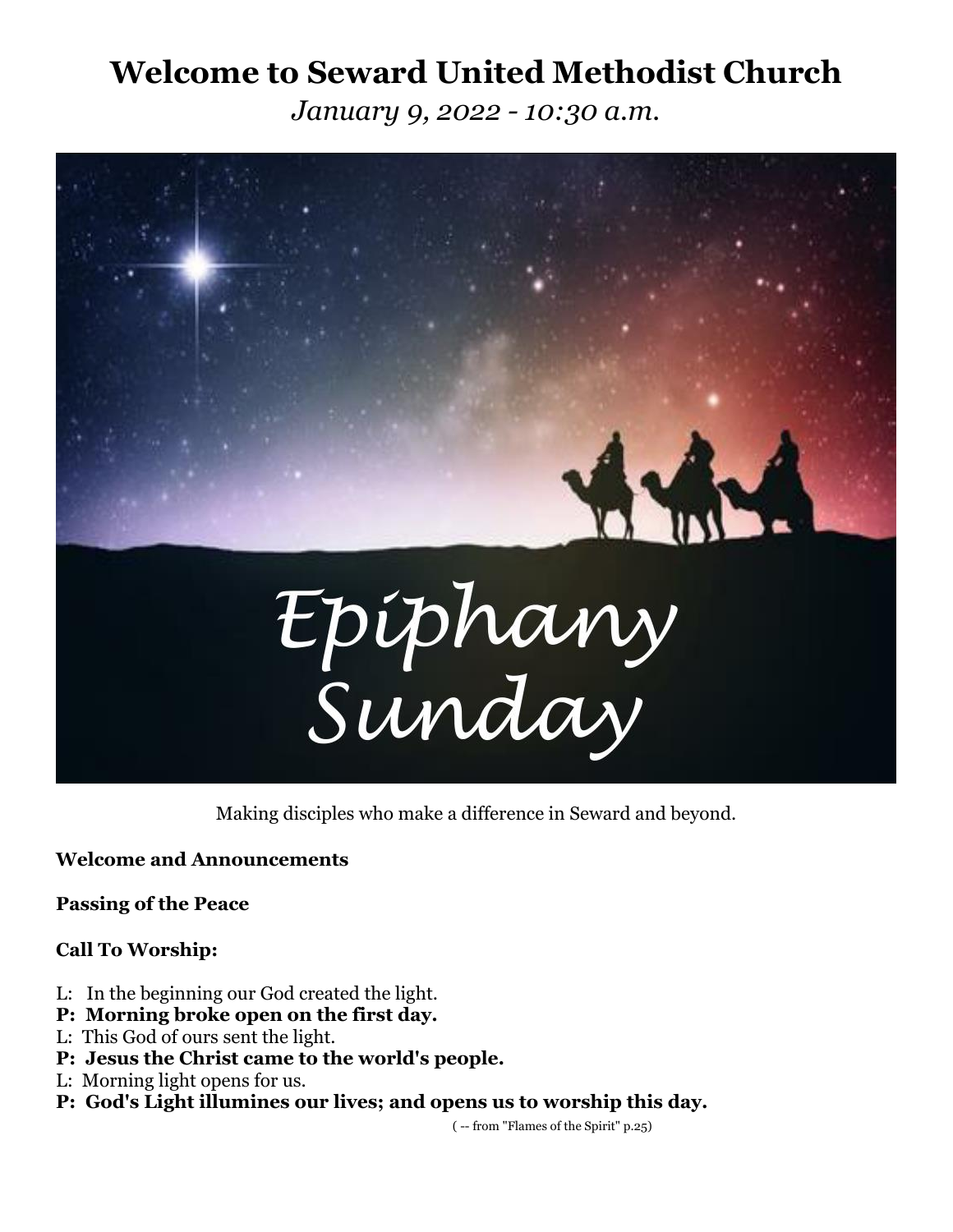# Welcome to Seward United Methodist Church

*January 9, 2022 - 10:30 a.m.*

*Epiphany Sunday*

Making disciples who make a difference in Seward and beyond.

**Welcome and Announcements**

**Passing of the Peace**

**Call To Worship:**

L: In the beginning our God created the light.
**P: Morning broke open on the first day.**
L: This God of ours sent the light.
**P: Jesus the Christ came to the world's people.**
L: Morning light opens for us.
**P: God's Light illumines our lives; and opens us to worship this day.**

( -- from "Flames of the Spirit" p.25)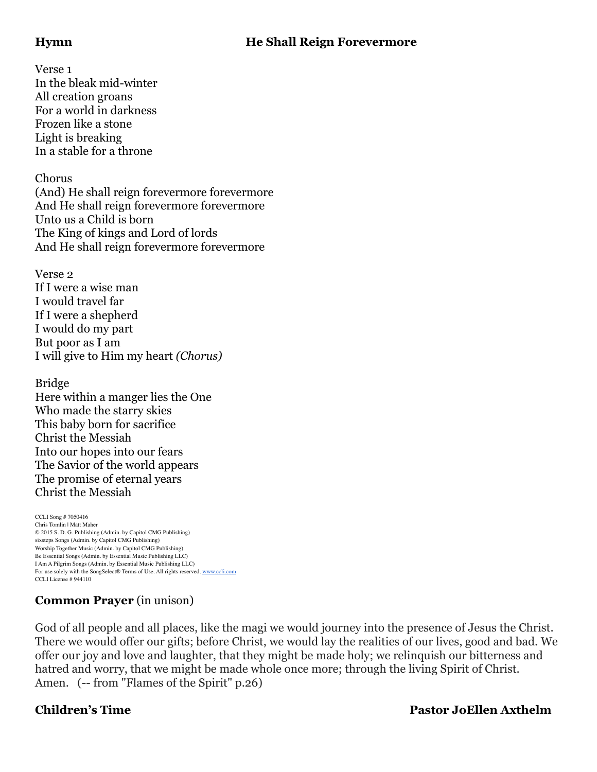**Hymn** **He Shall Reign Forevermore**

Verse 1
In the bleak mid-winter
All creation groans
For a world in darkness
Frozen like a stone
Light is breaking
In a stable for a throne

Chorus
(And) He shall reign forevermore forevermore
And He shall reign forevermore forevermore
Unto us a Child is born
The King of kings and Lord of lords
And He shall reign forevermore forevermore

Verse 2
If I were a wise man
I would travel far
If I were a shepherd
I would do my part
But poor as I am
I will give to Him my heart *(Chorus)*

Bridge
Here within a manger lies the One
Who made the starry skies
This baby born for sacrifice
Christ the Messiah
Into our hopes into our fears
The Savior of the world appears
The promise of eternal years
Christ the Messiah

CCLI Song # 7050416
Chris Tomlin | Matt Maher
© 2015 S. D. G. Publishing (Admin. by Capitol CMG Publishing)
sixsteps Songs (Admin. by Capitol CMG Publishing)
Worship Together Music (Admin. by Capitol CMG Publishing)
Be Essential Songs (Admin. by Essential Music Publishing LLC)
I Am A Pilgrim Songs (Admin. by Essential Music Publishing LLC)
For use solely with the SongSelect® Terms of Use. All rights reserved. www.ccli.com
CCLI License # 944110

**Common Prayer** (in unison)

God of all people and all places, like the magi we would journey into the presence of Jesus the Christ. There we would offer our gifts; before Christ, we would lay the realities of our lives, good and bad. We offer our joy and love and laughter, that they might be made holy; we relinquish our bitterness and hatred and worry, that we might be made whole once more; through the living Spirit of Christ. Amen. (-- from "Flames of the Spirit" p.26)

**Children's Time** **Pastor JoEllen Axthelm**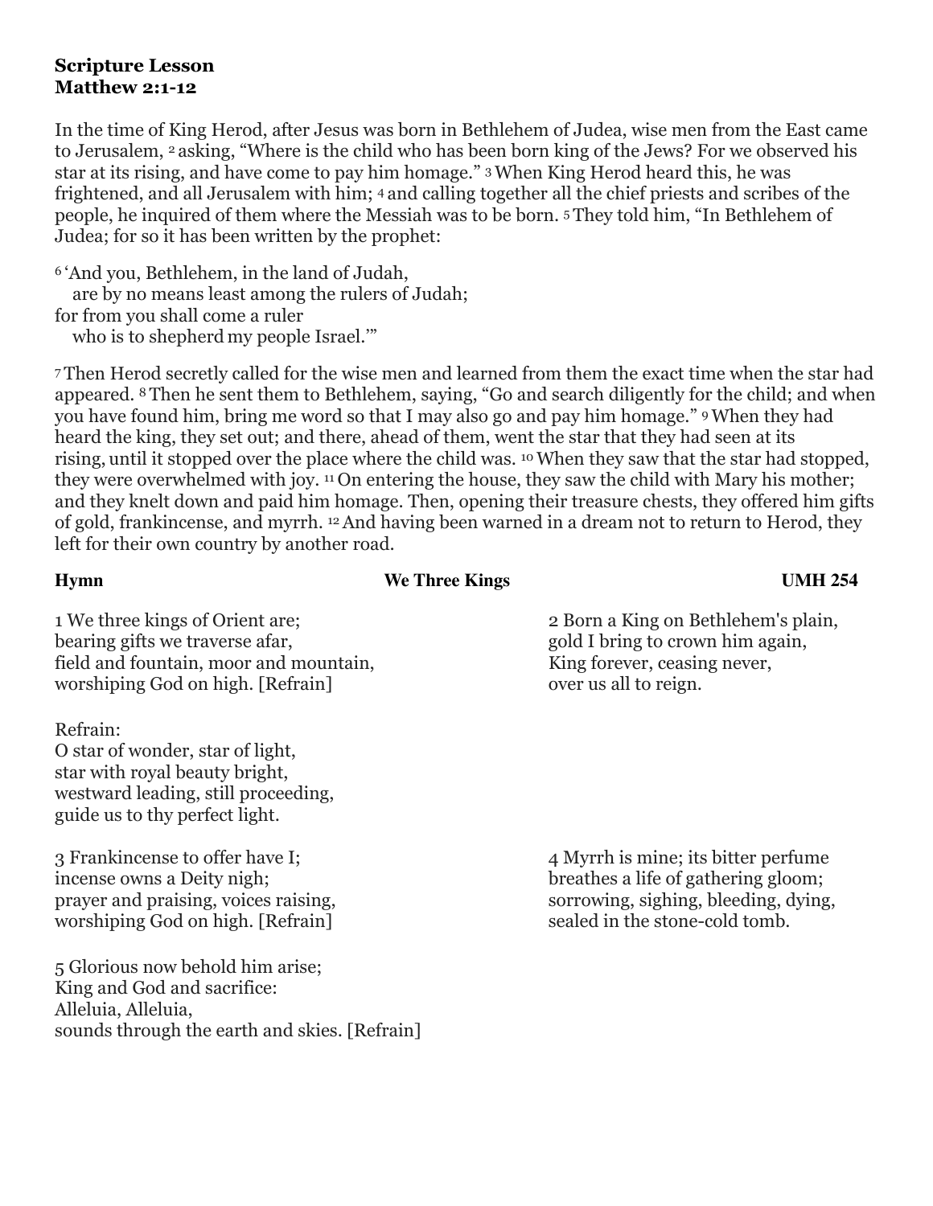**Scripture Lesson**
**Matthew 2:1-12**

In the time of King Herod, after Jesus was born in Bethlehem of Judea, wise men from the East came to Jerusalem, [2] asking, "Where is the child who has been born king of the Jews? For we observed his star at its rising, and have come to pay him homage." [3] When King Herod heard this, he was frightened, and all Jerusalem with him; [4] and calling together all the chief priests and scribes of the people, he inquired of them where the Messiah was to be born. [5] They told him, "In Bethlehem of Judea; for so it has been written by the prophet:

[6] 'And you, Bethlehem, in the land of Judah,
are by no means least among the rulers of Judah;
for from you shall come a ruler
who is to shepherd my people Israel.'"

[7] Then Herod secretly called for the wise men and learned from them the exact time when the star had appeared. [8] Then he sent them to Bethlehem, saying, "Go and search diligently for the child; and when you have found him, bring me word so that I may also go and pay him homage." [9] When they had heard the king, they set out; and there, ahead of them, went the star that they had seen at its rising, until it stopped over the place where the child was. [10] When they saw that the star had stopped, they were overwhelmed with joy. [11] On entering the house, they saw the child with Mary his mother; and they knelt down and paid him homage. Then, opening their treasure chests, they offered him gifts of gold, frankincense, and myrrh. [12] And having been warned in a dream not to return to Herod, they left for their own country by another road.

**Hymn** **We Three Kings** **UMH 254**

1 We three kings of Orient are;
bearing gifts we traverse afar,
field and fountain, moor and mountain,
worshiping God on high. [Refrain]

Refrain:
O star of wonder, star of light,
star with royal beauty bright,
westward leading, still proceeding,
guide us to thy perfect light.

2 Born a King on Bethlehem's plain,
gold I bring to crown him again,
King forever, ceasing never,
over us all to reign.

3 Frankincense to offer have I;
incense owns a Deity nigh;
prayer and praising, voices raising,
worshiping God on high. [Refrain]

4 Myrrh is mine; its bitter perfume
breathes a life of gathering gloom;
sorrowing, sighing, bleeding, dying,
sealed in the stone-cold tomb.

5 Glorious now behold him arise;
King and God and sacrifice:
Alleluia, Alleluia,
sounds through the earth and skies. [Refrain]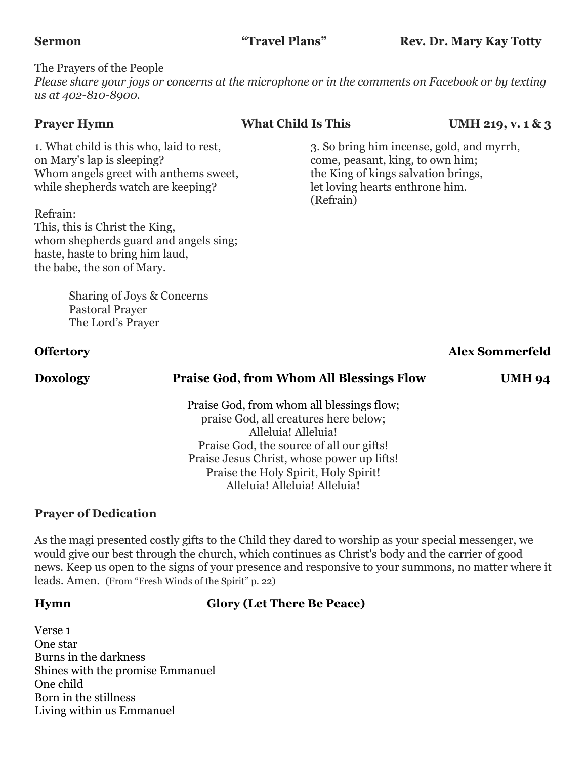**Sermon** **“Travel Plans”** **Rev. Dr. Mary Kay Totty**

The Prayers of the People

*Please share your joys or concerns at the microphone or in the comments on Facebook or by texting us at 402-810-8900.*

**Prayer Hymn** **What Child Is This** **UMH 219, v. 1 & 3**

1. What child is this who, laid to rest,
on Mary's lap is sleeping?
Whom angels greet with anthems sweet,
while shepherds watch are keeping?

Refrain:
This, this is Christ the King,
whom shepherds guard and angels sing;
haste, haste to bring him laud,
the babe, the son of Mary.

3. So bring him incense, gold, and myrrh,
come, peasant, king, to own him;
the King of kings salvation brings,
let loving hearts enthrone him.
(Refrain)

Sharing of Joys & Concerns
Pastoral Prayer
The Lord’s Prayer

**Offertory** **Alex Sommerfeld**

**Doxology** **Praise God, from Whom All Blessings Flow** **UMH 94**

Praise God, from whom all blessings flow;
praise God, all creatures here below;
Alleluia! Alleluia!
Praise God, the source of all our gifts!
Praise Jesus Christ, whose power up lifts!
Praise the Holy Spirit, Holy Spirit!
Alleluia! Alleluia! Alleluia!

**Prayer of Dedication**

As the magi presented costly gifts to the Child they dared to worship as your special messenger, we would give our best through the church, which continues as Christ's body and the carrier of good news. Keep us open to the signs of your presence and responsive to your summons, no matter where it leads. Amen. (From “Fresh Winds of the Spirit” p. 22)

**Hymn** **Glory (Let There Be Peace)**

Verse 1
One star
Burns in the darkness
Shines with the promise Emmanuel
One child
Born in the stillness
Living within us Emmanuel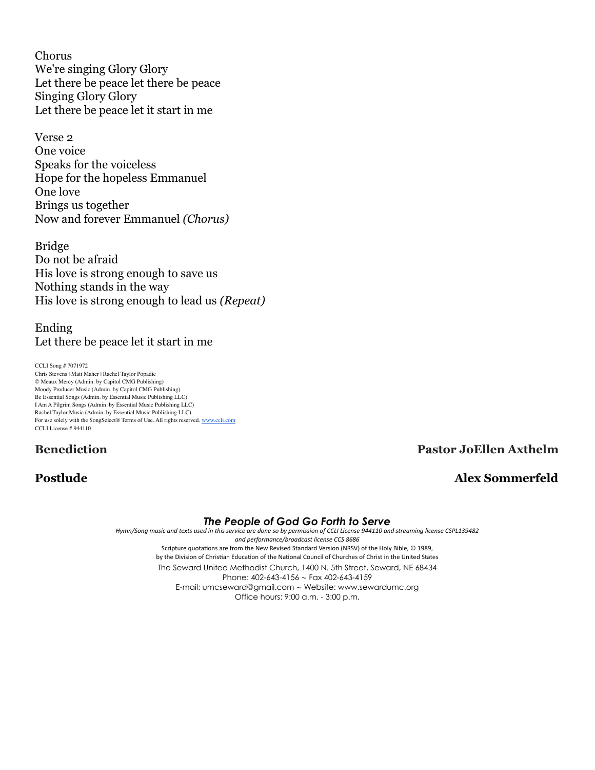Chorus
We're singing Glory Glory
Let there be peace let there be peace
Singing Glory Glory
Let there be peace let it start in me

Verse 2
One voice
Speaks for the voiceless
Hope for the hopeless Emmanuel
One love
Brings us together
Now and forever Emmanuel *(Chorus)*

Bridge
Do not be afraid
His love is strong enough to save us
Nothing stands in the way
His love is strong enough to lead us *(Repeat)*

Ending
Let there be peace let it start in me

CCLI Song # 7071972
Chris Stevens | Matt Maher | Rachel Taylor Popadic
© Meaux Mercy (Admin. by Capitol CMG Publishing)
Moody Producer Music (Admin. by Capitol CMG Publishing)
Be Essential Songs (Admin. by Essential Music Publishing LLC)
I Am A Pilgrim Songs (Admin. by Essential Music Publishing LLC)
Rachel Taylor Music (Admin. by Essential Music Publishing LLC)
For use solely with the SongSelect® Terms of Use. All rights reserved. www.ccli.com
CCLI License # 944110

**Benediction** **Pastor JoEllen Axthelm**

**Postlude** **Alex Sommerfeld**

***The People of God Go Forth to Serve***

*Hymn/Song music and texts used in this service are done so by permission of CCLI License 944110 and streaming license CSPL139482 and performance/broadcast license CCS 8686*

Scripture quotations are from the New Revised Standard Version (NRSV) of the Holy Bible, © 1989, by the Division of Christian Education of the National Council of Churches of Christ in the United States

The Seward United Methodist Church, 1400 N. 5th Street, Seward, NE 68434
Phone: 402-643-4156 ~ Fax 402-643-4159
E-mail: umcseward@gmail.com ~ Website: www.sewardumc.org
Office hours: 9:00 a.m. - 3:00 p.m.